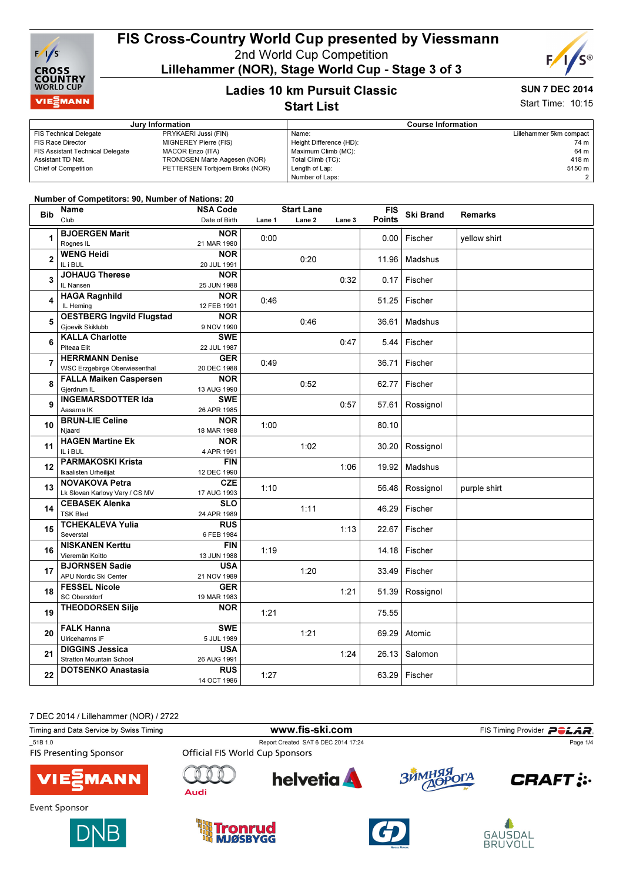# FIS Cross-Country World Cup presented by Viessmann

2nd World Cup Competition

Lillehammer (NOR), Stage World Cup - Stage 3 of 3

## Ladies 10 km Pursuit Classic

## Start List

SUN 7 DEC 2014

Start Time: 10:15

| Jury Information | | Course Information | |
|---|---|---|---|
| FIS Technical Delegate | PRYKAERI Jussi (FIN) | Name: | Lillehammer 5km compact |
| FIS Race Director | MIGNEREY Pierre (FIS) | Height Difference (HD): | 74 m |
| FIS Assistant Technical Delegate | MACOR Enzo (ITA) | Maximum Climb (MC): | 64 m |
| Assistant TD Nat. | TRONDSEN Marte Aagesen (NOR) | Total Climb (TC): | 418 m |
| Chief of Competition | PETTERSEN Torbjoern Broks (NOR) | Length of Lap: | 5150 m |
| | | Number of Laps: | 2 |

Number of Competitors: 90, Number of Nations: 20

| Bib | Name / Club | NSA Code / Date of Birth | Start Lane 1 | Start Lane 2 | Start Lane 3 | FIS Points | Ski Brand | Remarks |
|---|---|---|---|---|---|---|---|---|
| 1 | BJOERGEN Marit<br>Rognes IL | NOR<br>21 MAR 1980 | 0:00 | | | 0.00 | Fischer | yellow shirt |
| 2 | WENG Heidi<br>IL i BUL | NOR<br>20 JUL 1991 | | 0:20 | | 11.96 | Madshus | |
| 3 | JOHAUG Therese<br>IL Nansen | NOR<br>25 JUN 1988 | | | 0:32 | 0.17 | Fischer | |
| 4 | HAGA Ragnhild<br>IL Heming | NOR<br>12 FEB 1991 | 0:46 | | | 51.25 | Fischer | |
| 5 | OESTBERG Ingvild Flugstad<br>Gjoevik Skiklubb | NOR<br>9 NOV 1990 | | 0:46 | | 36.61 | Madshus | |
| 6 | KALLA Charlotte<br>Piteaa Elit | SWE<br>22 JUL 1987 | | | 0:47 | 5.44 | Fischer | |
| 7 | HERRMANN Denise<br>WSC Erzgebirge Oberwiesenthal | GER<br>20 DEC 1988 | 0:49 | | | 36.71 | Fischer | |
| 8 | FALLA Maiken Caspersen<br>Gjerdrum IL | NOR<br>13 AUG 1990 | | 0:52 | | 62.77 | Fischer | |
| 9 | INGEMARSDOTTER Ida<br>Aasarna IK | SWE<br>26 APR 1985 | | | 0:57 | 57.61 | Rossignol | |
| 10 | BRUN-LIE Celine<br>Njaard | NOR<br>18 MAR 1988 | 1:00 | | | 80.10 | | |
| 11 | HAGEN Martine Ek<br>IL i BUL | NOR<br>4 APR 1991 | | 1:02 | | 30.20 | Rossignol | |
| 12 | PARMAKOSKI Krista<br>Ikaalisten Urheilijat | FIN<br>12 DEC 1990 | | | 1:06 | 19.92 | Madshus | |
| 13 | NOVAKOVA Petra<br>Lk Slovan Karlovy Vary / CS MV | CZE<br>17 AUG 1993 | 1:10 | | | 56.48 | Rossignol | purple shirt |
| 14 | CEBASEK Alenka<br>TSK Bled | SLO<br>24 APR 1989 | | 1:11 | | 46.29 | Fischer | |
| 15 | TCHEKALEVA Yulia<br>Severstal | RUS<br>6 FEB 1984 | | | 1:13 | 22.67 | Fischer | |
| 16 | NISKANEN Kerttu<br>Vieremän Koitto | FIN<br>13 JUN 1988 | 1:19 | | | 14.18 | Fischer | |
| 17 | BJORNSEN Sadie<br>APU Nordic Ski Center | USA<br>21 NOV 1989 | | 1:20 | | 33.49 | Fischer | |
| 18 | FESSEL Nicole<br>SC Oberstdorf | GER<br>19 MAR 1983 | | | 1:21 | 51.39 | Rossignol | |
| 19 | THEODORSEN Silje | NOR | 1:21 | | | 75.55 | | |
| 20 | FALK Hanna<br>Ulricehamns IF | SWE<br>5 JUL 1989 | | 1:21 | | 69.29 | Atomic | |
| 21 | DIGGINS Jessica<br>Stratton Mountain School | USA<br>26 AUG 1991 | | | 1:24 | 26.13 | Salomon | |
| 22 | DOTSENKO Anastasia | RUS<br>14 OCT 1986 | 1:27 | | | 63.29 | Fischer | |

7 DEC 2014 / Lillehammer (NOR) / 2722

Timing and Data Service by Swiss Timing — www.fis-ski.com — FIS Timing Provider POLAR

_51B 1.0 — Report Created SAT 6 DEC 2014 17:24

FIS Presenting Sponsor: Viessmann

Official FIS World Cup Sponsors: Audi, helvetia, Зимняя дорога, CRAFT

Event Sponsor: DNB, Tronrud Mjøsbygg, Gausdal Bruvoll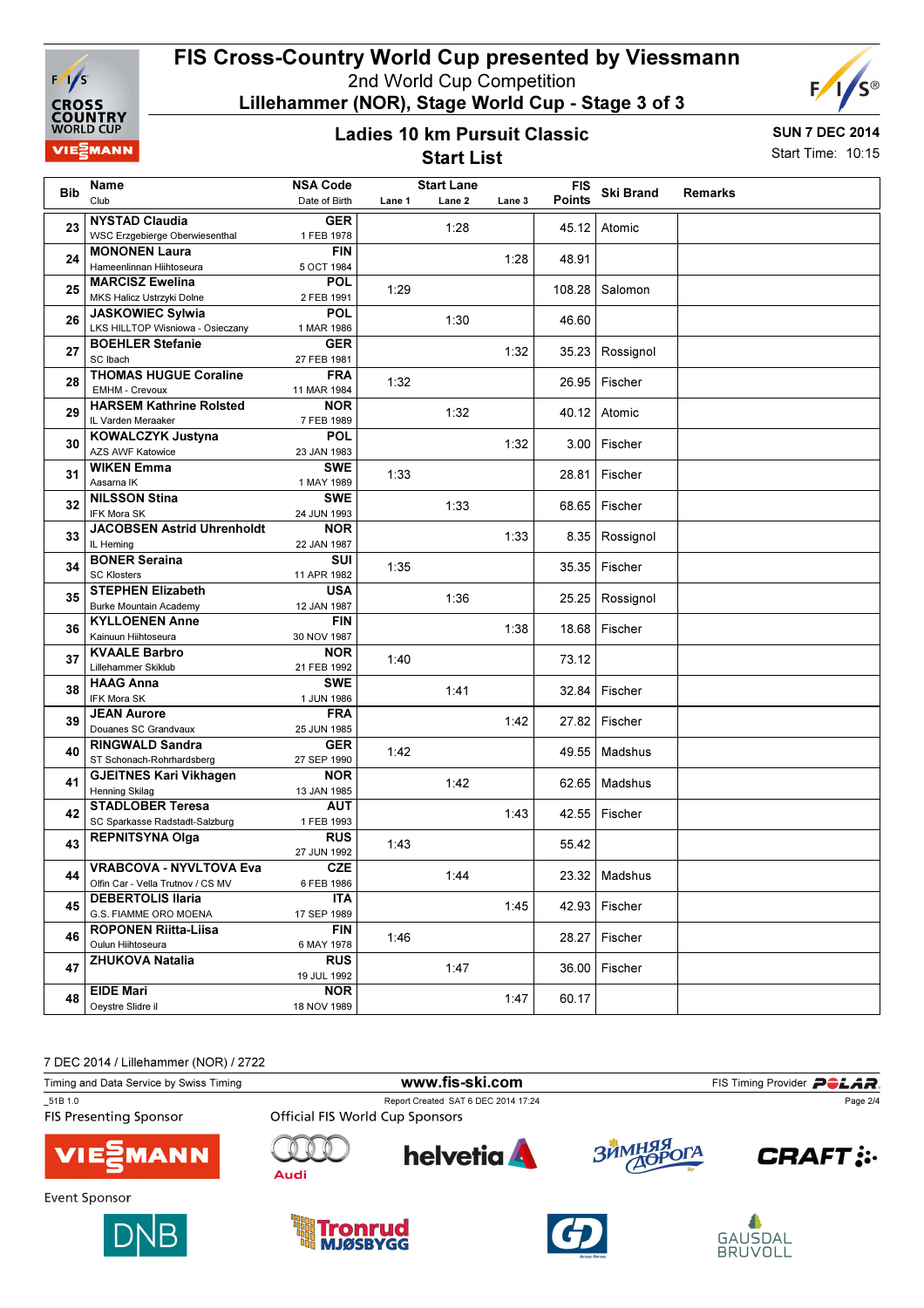# FIS Cross-Country World Cup presented by Viessmann

2nd World Cup Competition

Lillehammer (NOR), Stage World Cup - Stage 3 of 3

## Ladies 10 km Pursuit Classic

## Start List

**SUN 7 DEC 2014**

Start Time: 10:15

| Bib | Name / Club | NSA Code / Date of Birth | Start Lane: Lane 1 | Lane 2 | Lane 3 | FIS Points | Ski Brand | Remarks |
|---|---|---|---|---|---|---|---|---|
| 23 | **NYSTAD Claudia** WSC Erzgebierge Oberwiesenthal | **GER** 1 FEB 1978 | | 1:28 | | 45.12 | Atomic | |
| 24 | **MONONEN Laura** Hameenlinnan Hiihtoseura | **FIN** 5 OCT 1984 | | | 1:28 | 48.91 | | |
| 25 | **MARCISZ Ewelina** MKS Halicz Ustrzyki Dolne | **POL** 2 FEB 1991 | 1:29 | | | 108.28 | Salomon | |
| 26 | **JASKOWIEC Sylwia** LKS HILLTOP Wisniowa - Osieczany | **POL** 1 MAR 1986 | | 1:30 | | 46.60 | | |
| 27 | **BOEHLER Stefanie** SC Ibach | **GER** 27 FEB 1981 | | | 1:32 | 35.23 | Rossignol | |
| 28 | **THOMAS HUGUE Coraline** EMHM - Crevoux | **FRA** 11 MAR 1984 | 1:32 | | | 26.95 | Fischer | |
| 29 | **HARSEM Kathrine Rolsted** IL Varden Meraaker | **NOR** 7 FEB 1989 | | 1:32 | | 40.12 | Atomic | |
| 30 | **KOWALCZYK Justyna** AZS AWF Katowice | **POL** 23 JAN 1983 | | | 1:32 | 3.00 | Fischer | |
| 31 | **WIKEN Emma** Aasarna IK | **SWE** 1 MAY 1989 | 1:33 | | | 28.81 | Fischer | |
| 32 | **NILSSON Stina** IFK Mora SK | **SWE** 24 JUN 1993 | | 1:33 | | 68.65 | Fischer | |
| 33 | **JACOBSEN Astrid Uhrenholdt** IL Heming | **NOR** 22 JAN 1987 | | | 1:33 | 8.35 | Rossignol | |
| 34 | **BONER Seraina** SC Klosters | **SUI** 11 APR 1982 | 1:35 | | | 35.35 | Fischer | |
| 35 | **STEPHEN Elizabeth** Burke Mountain Academy | **USA** 12 JAN 1987 | | 1:36 | | 25.25 | Rossignol | |
| 36 | **KYLLOENEN Anne** Kainuun Hiihtoseura | **FIN** 30 NOV 1987 | | | 1:38 | 18.68 | Fischer | |
| 37 | **KVAALE Barbro** Lillehammer Skiklub | **NOR** 21 FEB 1992 | 1:40 | | | 73.12 | | |
| 38 | **HAAG Anna** IFK Mora SK | **SWE** 1 JUN 1986 | | 1:41 | | 32.84 | Fischer | |
| 39 | **JEAN Aurore** Douanes SC Grandvaux | **FRA** 25 JUN 1985 | | | 1:42 | 27.82 | Fischer | |
| 40 | **RINGWALD Sandra** ST Schonach-Rohrhardsberg | **GER** 27 SEP 1990 | 1:42 | | | 49.55 | Madshus | |
| 41 | **GJEITNES Kari Vikhagen** Henning Skilag | **NOR** 13 JAN 1985 | | 1:42 | | 62.65 | Madshus | |
| 42 | **STADLOBER Teresa** SC Sparkasse Radstadt-Salzburg | **AUT** 1 FEB 1993 | | | 1:43 | 42.55 | Fischer | |
| 43 | **REPNITSYNA Olga** | **RUS** 27 JUN 1992 | 1:43 | | | 55.42 | | |
| 44 | **VRABCOVA - NYVLTOVA Eva** Olfin Car - Vella Trutnov / CS MV | **CZE** 6 FEB 1986 | | 1:44 | | 23.32 | Madshus | |
| 45 | **DEBERTOLIS Ilaria** G.S. FIAMME ORO MOENA | **ITA** 17 SEP 1989 | | | 1:45 | 42.93 | Fischer | |
| 46 | **ROPONEN Riitta-Liisa** Oulun Hiihtoseura | **FIN** 6 MAY 1978 | 1:46 | | | 28.27 | Fischer | |
| 47 | **ZHUKOVA Natalia** | **RUS** 19 JUL 1992 | | 1:47 | | 36.00 | Fischer | |
| 48 | **EIDE Mari** Oeystre Slidre il | **NOR** 18 NOV 1989 | | | 1:47 | 60.17 | | |

7 DEC 2014 / Lillehammer (NOR) / 2722

Timing and Data Service by Swiss Timing — www.fis-ski.com — FIS Timing Provider POLAR

_51B 1.0 — Report Created SAT 6 DEC 2014 17:24

FIS Presenting Sponsor — Official FIS World Cup Sponsors

Event Sponsor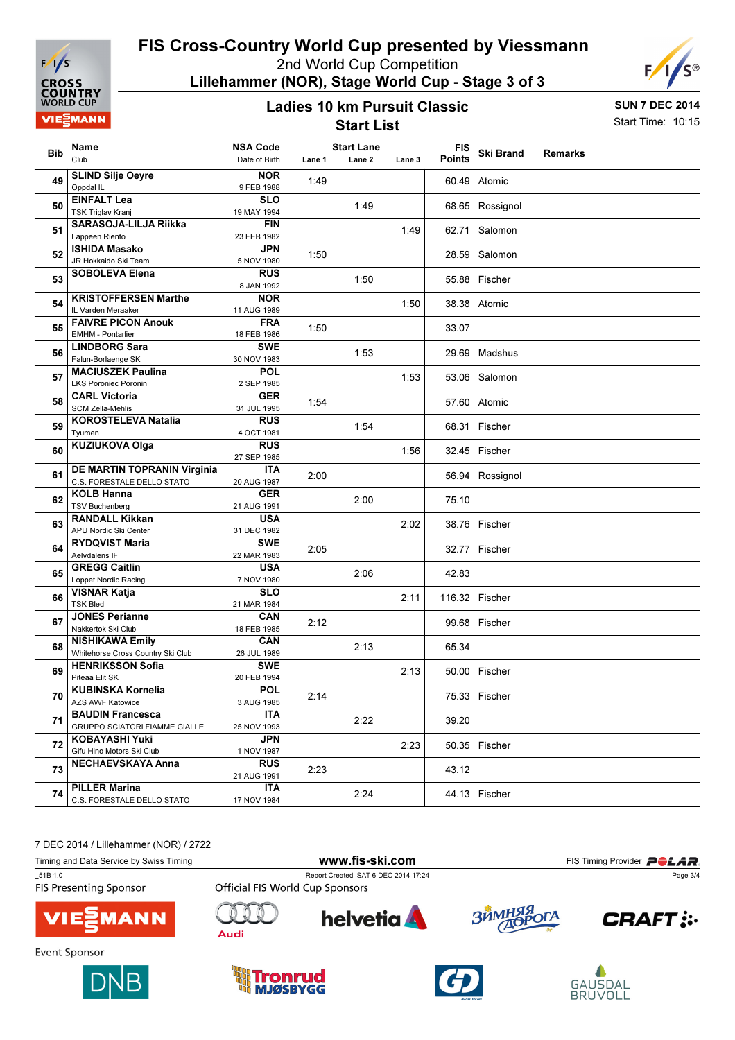# FIS Cross-Country World Cup presented by Viessmann

2nd World Cup Competition

**Lillehammer (NOR), Stage World Cup - Stage 3 of 3**

## Ladies 10 km Pursuit Classic

## Start List

**SUN 7 DEC 2014**

Start Time: 10:15

| Bib | Name / Club | NSA Code / Date of Birth | Lane 1 | Lane 2 | Lane 3 | FIS Points | Ski Brand | Remarks |
|---|---|---|---|---|---|---|---|---|
| 49 | **SLIND Silje Oeyre** Oppdal IL | **NOR** 9 FEB 1988 | 1:49 | | | 60.49 | Atomic | |
| 50 | **EINFALT Lea** TSK Triglav Kranj | **SLO** 19 MAY 1994 | | 1:49 | | 68.65 | Rossignol | |
| 51 | **SARASOJA-LILJA Riikka** Lappeen Riento | **FIN** 23 FEB 1982 | | | 1:49 | 62.71 | Salomon | |
| 52 | **ISHIDA Masako** JR Hokkaido Ski Team | **JPN** 5 NOV 1980 | 1:50 | | | 28.59 | Salomon | |
| 53 | **SOBOLEVA Elena** | **RUS** 8 JAN 1992 | | 1:50 | | 55.88 | Fischer | |
| 54 | **KRISTOFFERSEN Marthe** IL Varden Meraaker | **NOR** 11 AUG 1989 | | | 1:50 | 38.38 | Atomic | |
| 55 | **FAIVRE PICON Anouk** EMHM - Pontarlier | **FRA** 18 FEB 1986 | 1:50 | | | 33.07 | | |
| 56 | **LINDBORG Sara** Falun-Borlaenge SK | **SWE** 30 NOV 1983 | | 1:53 | | 29.69 | Madshus | |
| 57 | **MACIUSZEK Paulina** LKS Poroniec Poronin | **POL** 2 SEP 1985 | | | 1:53 | 53.06 | Salomon | |
| 58 | **CARL Victoria** SCM Zella-Mehlis | **GER** 31 JUL 1995 | 1:54 | | | 57.60 | Atomic | |
| 59 | **KOROSTELEVA Natalia** Tyumen | **RUS** 4 OCT 1981 | | 1:54 | | 68.31 | Fischer | |
| 60 | **KUZIUKOVA Olga** | **RUS** 27 SEP 1985 | | | 1:56 | 32.45 | Fischer | |
| 61 | **DE MARTIN TOPRANIN Virginia** C.S. FORESTALE DELLO STATO | **ITA** 20 AUG 1987 | 2:00 | | | 56.94 | Rossignol | |
| 62 | **KOLB Hanna** TSV Buchenberg | **GER** 21 AUG 1991 | | 2:00 | | 75.10 | | |
| 63 | **RANDALL Kikkan** APU Nordic Ski Center | **USA** 31 DEC 1982 | | | 2:02 | 38.76 | Fischer | |
| 64 | **RYDQVIST Maria** Aelvdalens IF | **SWE** 22 MAR 1983 | 2:05 | | | 32.77 | Fischer | |
| 65 | **GREGG Caitlin** Loppet Nordic Racing | **USA** 7 NOV 1980 | | 2:06 | | 42.83 | | |
| 66 | **VISNAR Katja** TSK Bled | **SLO** 21 MAR 1984 | | | 2:11 | 116.32 | Fischer | |
| 67 | **JONES Perianne** Nakkertok Ski Club | **CAN** 18 FEB 1985 | 2:12 | | | 99.68 | Fischer | |
| 68 | **NISHIKAWA Emily** Whitehorse Cross Country Ski Club | **CAN** 26 JUL 1989 | | 2:13 | | 65.34 | | |
| 69 | **HENRIKSSON Sofia** Piteaa Elit SK | **SWE** 20 FEB 1994 | | | 2:13 | 50.00 | Fischer | |
| 70 | **KUBINSKA Kornelia** AZS AWF Katowice | **POL** 3 AUG 1985 | 2:14 | | | 75.33 | Fischer | |
| 71 | **BAUDIN Francesca** GRUPPO SCIATORI FIAMME GIALLE | **ITA** 25 NOV 1993 | | 2:22 | | 39.20 | | |
| 72 | **KOBAYASHI Yuki** Gifu Hino Motors Ski Club | **JPN** 1 NOV 1987 | | | 2:23 | 50.35 | Fischer | |
| 73 | **NECHAEVSKAYA Anna** | **RUS** 21 AUG 1991 | 2:23 | | | 43.12 | | |
| 74 | **PILLER Marina** C.S. FORESTALE DELLO STATO | **ITA** 17 NOV 1984 | | 2:24 | | 44.13 | Fischer | |

7 DEC 2014 / Lillehammer (NOR) / 2722

Timing and Data Service by Swiss Timing — www.fis-ski.com — FIS Timing Provider POLAR

_51B 1.0 — Report Created SAT 6 DEC 2014 17:24

FIS Presenting Sponsor — Official FIS World Cup Sponsors

Event Sponsor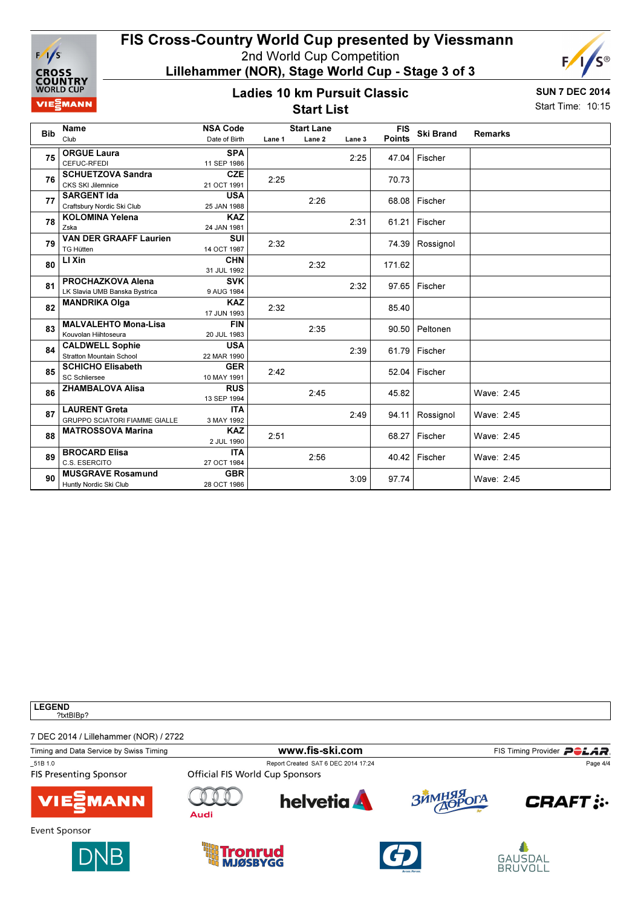# FIS Cross-Country World Cup presented by Viessmann

2nd World Cup Competition

Lillehammer (NOR), Stage World Cup - Stage 3 of 3

## Ladies 10 km Pursuit Classic

## Start List

SUN 7 DEC 2014

Start Time: 10:15

| Bib | Name / Club | NSA Code / Date of Birth | Lane 1 | Lane 2 | Lane 3 | FIS Points | Ski Brand | Remarks |
|---|---|---|---|---|---|---|---|---|
| 75 | **ORGUE Laura** CEFUC-RFEDI | **SPA** 11 SEP 1986 | | | 2:25 | 47.04 | Fischer | |
| 76 | **SCHUETZOVA Sandra** CKS SKI Jilemnice | **CZE** 21 OCT 1991 | 2:25 | | | 70.73 | | |
| 77 | **SARGENT Ida** Craftsbury Nordic Ski Club | **USA** 25 JAN 1988 | | 2:26 | | 68.08 | Fischer | |
| 78 | **KOLOMINA Yelena** Zska | **KAZ** 24 JAN 1981 | | | 2:31 | 61.21 | Fischer | |
| 79 | **VAN DER GRAAFF Laurien** TG Hütten | **SUI** 14 OCT 1987 | 2:32 | | | 74.39 | Rossignol | |
| 80 | **LI Xin** | **CHN** 31 JUL 1992 | | 2:32 | | 171.62 | | |
| 81 | **PROCHAZKOVA Alena** LK Slavia UMB Banska Bystrica | **SVK** 9 AUG 1984 | | | 2:32 | 97.65 | Fischer | |
| 82 | **MANDRIKA Olga** | **KAZ** 17 JUN 1993 | 2:32 | | | 85.40 | | |
| 83 | **MALVALEHTO Mona-Lisa** Kouvolan Hiihtoseura | **FIN** 20 JUL 1983 | | 2:35 | | 90.50 | Peltonen | |
| 84 | **CALDWELL Sophie** Stratton Mountain School | **USA** 22 MAR 1990 | | | 2:39 | 61.79 | Fischer | |
| 85 | **SCHICHO Elisabeth** SC Schliersee | **GER** 10 MAY 1991 | 2:42 | | | 52.04 | Fischer | |
| 86 | **ZHAMBALOVA Alisa** | **RUS** 13 SEP 1994 | | 2:45 | | 45.82 | | Wave: 2:45 |
| 87 | **LAURENT Greta** GRUPPO SCIATORI FIAMME GIALLE | **ITA** 3 MAY 1992 | | | 2:49 | 94.11 | Rossignol | Wave: 2:45 |
| 88 | **MATROSSOVA Marina** | **KAZ** 2 JUL 1990 | 2:51 | | | 68.27 | Fischer | Wave: 2:45 |
| 89 | **BROCARD Elisa** C.S. ESERCITO | **ITA** 27 OCT 1984 | | 2:56 | | 40.42 | Fischer | Wave: 2:45 |
| 90 | **MUSGRAVE Rosamund** Huntly Nordic Ski Club | **GBR** 28 OCT 1986 | | | 3:09 | 97.74 | | Wave: 2:45 |

**LEGEND**
?txtBIBp?

7 DEC 2014 / Lillehammer (NOR) / 2722

Timing and Data Service by Swiss Timing | www.fis-ski.com | FIS Timing Provider POLAR

_51B 1.0 | Report Created SAT 6 DEC 2014 17:24

FIS Presenting Sponsor | Official FIS World Cup Sponsors

Event Sponsor